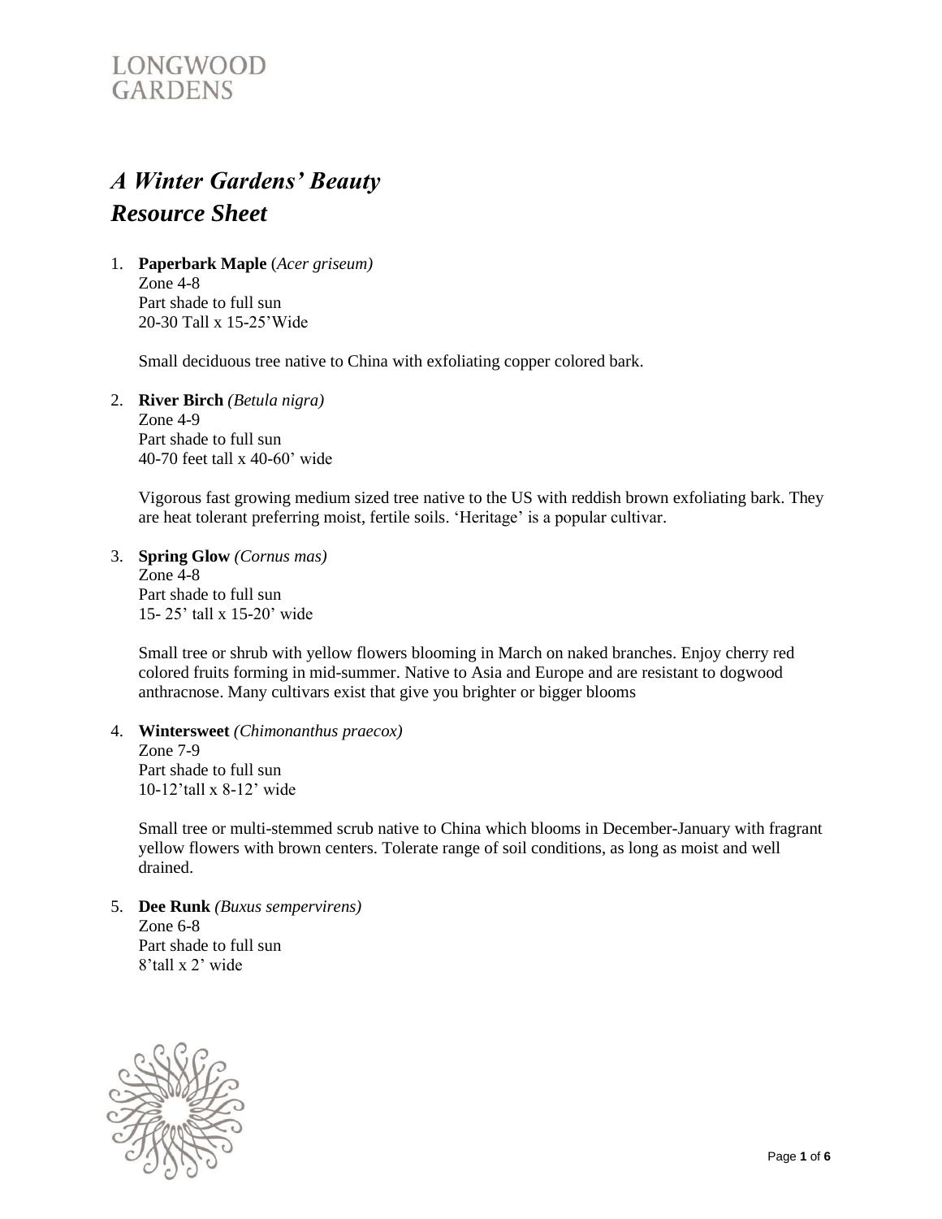LONGWOOD
GARDENS

# *A Winter Gardens' Beauty*
# *Resource Sheet*

1. **Paperbark Maple** (*Acer griseum)*
   Zone 4-8
   Part shade to full sun
   20-30 Tall x 15-25'Wide

   Small deciduous tree native to China with exfoliating copper colored bark.

2. **River Birch** *(Betula nigra)*
   Zone 4-9
   Part shade to full sun
   40-70 feet tall x 40-60' wide

   Vigorous fast growing medium sized tree native to the US with reddish brown exfoliating bark. They are heat tolerant preferring moist, fertile soils. 'Heritage' is a popular cultivar.

3. **Spring Glow** *(Cornus mas)*
   Zone 4-8
   Part shade to full sun
   15- 25' tall x 15-20' wide

   Small tree or shrub with yellow flowers blooming in March on naked branches. Enjoy cherry red colored fruits forming in mid-summer. Native to Asia and Europe and are resistant to dogwood anthracnose. Many cultivars exist that give you brighter or bigger blooms

4. **Wintersweet** *(Chimonanthus praecox)*
   Zone 7-9
   Part shade to full sun
   10-12'tall x 8-12' wide

   Small tree or multi-stemmed scrub native to China which blooms in December-January with fragrant yellow flowers with brown centers. Tolerate range of soil conditions, as long as moist and well drained.

5. **Dee Runk** *(Buxus sempervirens)*
   Zone 6-8
   Part shade to full sun
   8'tall x 2' wide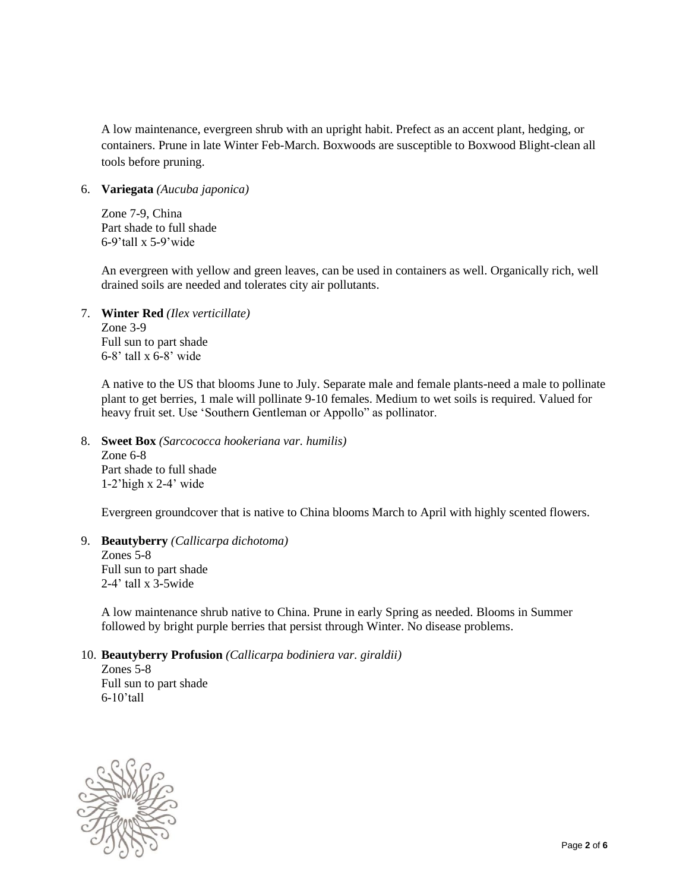A low maintenance, evergreen shrub with an upright habit. Prefect as an accent plant, hedging, or containers. Prune in late Winter Feb-March. Boxwoods are susceptible to Boxwood Blight-clean all tools before pruning.

6. **Variegata** *(Aucuba japonica)*

   Zone 7-9, China
   Part shade to full shade
   6-9'tall x 5-9'wide

   An evergreen with yellow and green leaves, can be used in containers as well. Organically rich, well drained soils are needed and tolerates city air pollutants.

7. **Winter Red** *(Ilex verticillate)*
   Zone 3-9
   Full sun to part shade
   6-8' tall x 6-8' wide

   A native to the US that blooms June to July. Separate male and female plants-need a male to pollinate plant to get berries, 1 male will pollinate 9-10 females. Medium to wet soils is required. Valued for heavy fruit set. Use 'Southern Gentleman or Appollo" as pollinator.

8. **Sweet Box** *(Sarcococca hookeriana var. humilis)*
   Zone 6-8
   Part shade to full shade
   1-2'high x 2-4' wide

   Evergreen groundcover that is native to China blooms March to April with highly scented flowers.

9. **Beautyberry** *(Callicarpa dichotoma)*
   Zones 5-8
   Full sun to part shade
   2-4' tall x 3-5wide

   A low maintenance shrub native to China. Prune in early Spring as needed. Blooms in Summer followed by bright purple berries that persist through Winter. No disease problems.

10. **Beautyberry Profusion** *(Callicarpa bodiniera var. giraldii)*
    Zones 5-8
    Full sun to part shade
    6-10'tall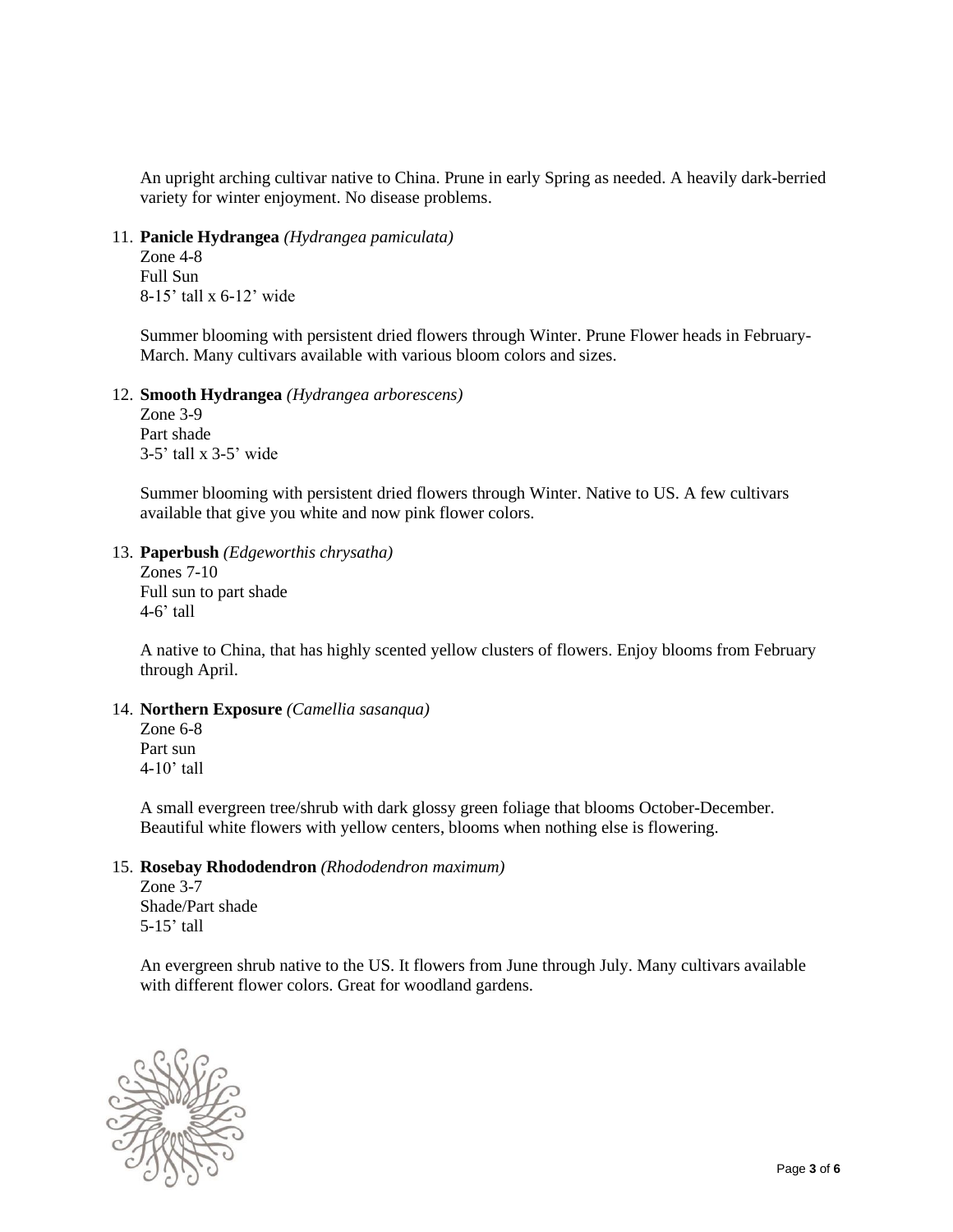An upright arching cultivar native to China. Prune in early Spring as needed. A heavily dark-berried variety for winter enjoyment. No disease problems.

11. **Panicle Hydrangea** *(Hydrangea pamiculata)*
    Zone 4-8
    Full Sun
    8-15' tall x 6-12' wide

    Summer blooming with persistent dried flowers through Winter. Prune Flower heads in February-March. Many cultivars available with various bloom colors and sizes.

12. **Smooth Hydrangea** *(Hydrangea arborescens)*
    Zone 3-9
    Part shade
    3-5' tall x 3-5' wide

    Summer blooming with persistent dried flowers through Winter. Native to US. A few cultivars available that give you white and now pink flower colors.

13. **Paperbush** *(Edgeworthis chrysatha)*
    Zones 7-10
    Full sun to part shade
    4-6' tall

    A native to China, that has highly scented yellow clusters of flowers. Enjoy blooms from February through April.

14. **Northern Exposure** *(Camellia sasanqua)*
    Zone 6-8
    Part sun
    4-10' tall

    A small evergreen tree/shrub with dark glossy green foliage that blooms October-December. Beautiful white flowers with yellow centers, blooms when nothing else is flowering.

15. **Rosebay Rhododendron** *(Rhododendron maximum)*
    Zone 3-7
    Shade/Part shade
    5-15' tall

    An evergreen shrub native to the US. It flowers from June through July. Many cultivars available with different flower colors. Great for woodland gardens.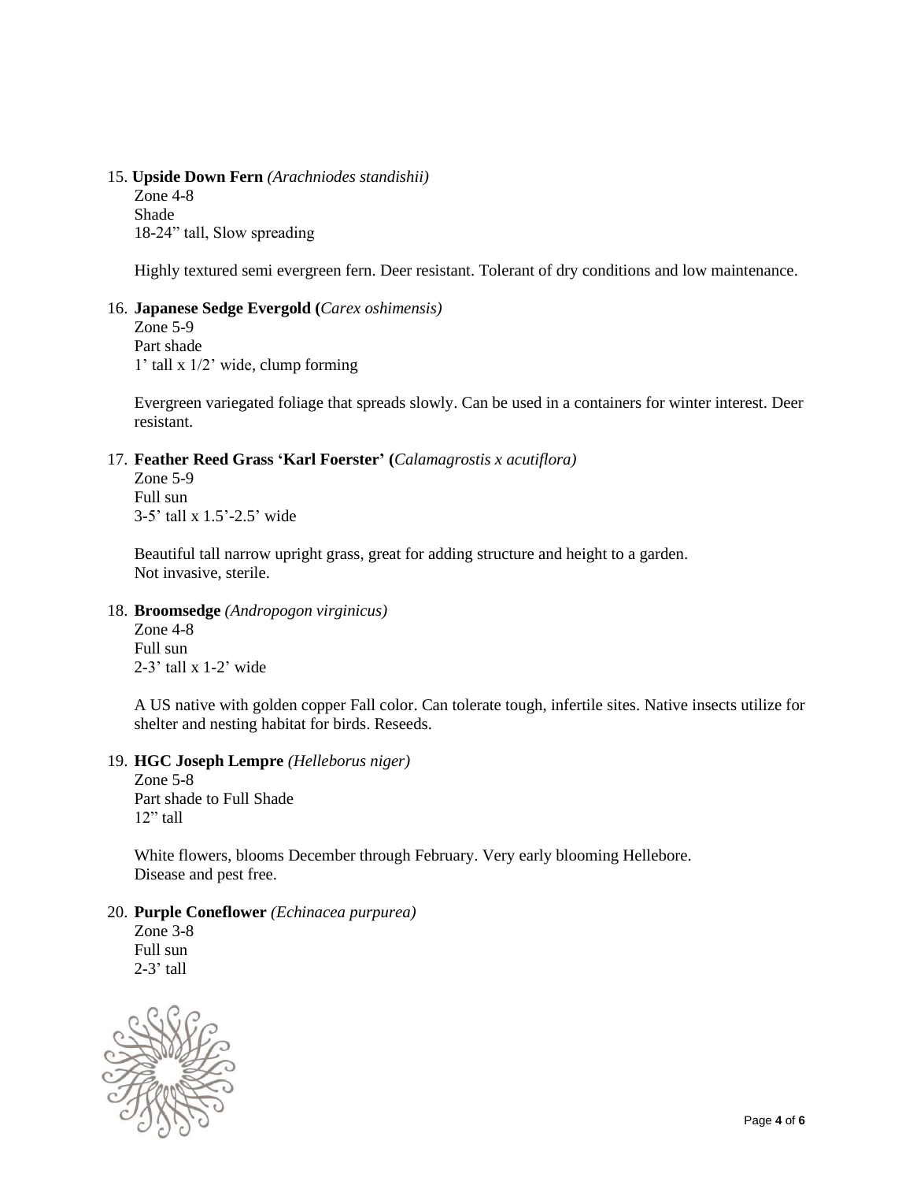15. **Upside Down Fern** *(Arachniodes standishii)*
    Zone 4-8
    Shade
    18-24" tall, Slow spreading

    Highly textured semi evergreen fern. Deer resistant. Tolerant of dry conditions and low maintenance.

16. **Japanese Sedge Evergold (***Carex oshimensis)*
    Zone 5-9
    Part shade
    1' tall x 1/2' wide, clump forming

    Evergreen variegated foliage that spreads slowly. Can be used in a containers for winter interest. Deer resistant.

17. **Feather Reed Grass 'Karl Foerster' (***Calamagrostis x acutiflora)*
    Zone 5-9
    Full sun
    3-5' tall x 1.5'-2.5' wide

    Beautiful tall narrow upright grass, great for adding structure and height to a garden.
    Not invasive, sterile.

18. **Broomsedge** *(Andropogon virginicus)*
    Zone 4-8
    Full sun
    2-3' tall x 1-2' wide

    A US native with golden copper Fall color. Can tolerate tough, infertile sites. Native insects utilize for shelter and nesting habitat for birds. Reseeds.

19. **HGC Joseph Lempre** *(Helleborus niger)*
    Zone 5-8
    Part shade to Full Shade
    12" tall

    White flowers, blooms December through February. Very early blooming Hellebore.
    Disease and pest free.

20. **Purple Coneflower** *(Echinacea purpurea)*
    Zone 3-8
    Full sun
    2-3' tall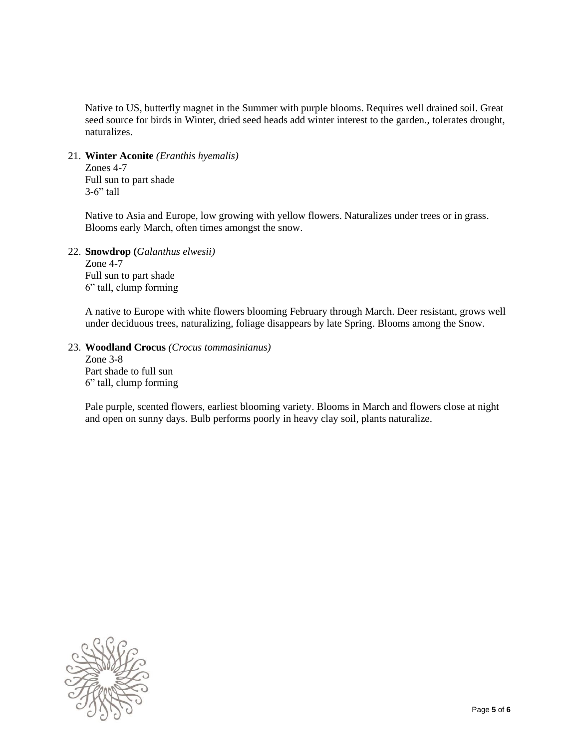Native to US, butterfly magnet in the Summer with purple blooms. Requires well drained soil. Great seed source for birds in Winter, dried seed heads add winter interest to the garden., tolerates drought, naturalizes.

21. **Winter Aconite** *(Eranthis hyemalis)*
    Zones 4-7
    Full sun to part shade
    3-6" tall

    Native to Asia and Europe, low growing with yellow flowers. Naturalizes under trees or in grass. Blooms early March, often times amongst the snow.

22. **Snowdrop (***Galanthus elwesii)*
    Zone 4-7
    Full sun to part shade
    6" tall, clump forming

    A native to Europe with white flowers blooming February through March. Deer resistant, grows well under deciduous trees, naturalizing, foliage disappears by late Spring. Blooms among the Snow.

23. **Woodland Crocus** *(Crocus tommasinianus)*
    Zone 3-8
    Part shade to full sun
    6" tall, clump forming

    Pale purple, scented flowers, earliest blooming variety. Blooms in March and flowers close at night and open on sunny days. Bulb performs poorly in heavy clay soil, plants naturalize.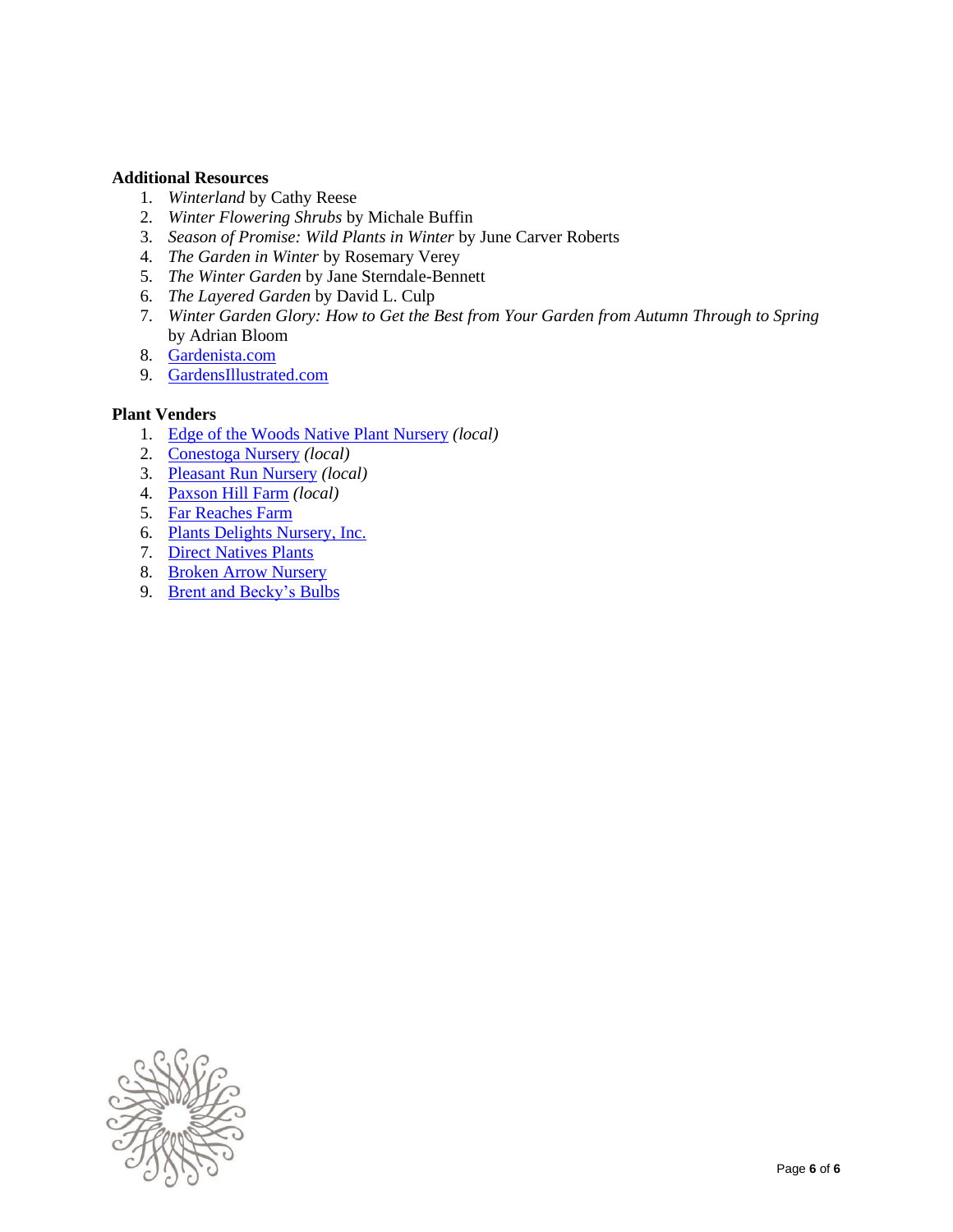**Additional Resources**

1. *Winterland* by Cathy Reese
2. *Winter Flowering Shrubs* by Michale Buffin
3. *Season of Promise: Wild Plants in Winter* by June Carver Roberts
4. *The Garden in Winter* by Rosemary Verey
5. *The Winter Garden* by Jane Sterndale-Bennett
6. *The Layered Garden* by David L. Culp
7. *Winter Garden Glory: How to Get the Best from Your Garden from Autumn Through to Spring* by Adrian Bloom
8. Gardenista.com
9. GardensIllustrated.com

**Plant Venders**

1. Edge of the Woods Native Plant Nursery *(local)*
2. Conestoga Nursery *(local)*
3. Pleasant Run Nursery *(local)*
4. Paxson Hill Farm *(local)*
5. Far Reaches Farm
6. Plants Delights Nursery, Inc.
7. Direct Natives Plants
8. Broken Arrow Nursery
9. Brent and Becky's Bulbs